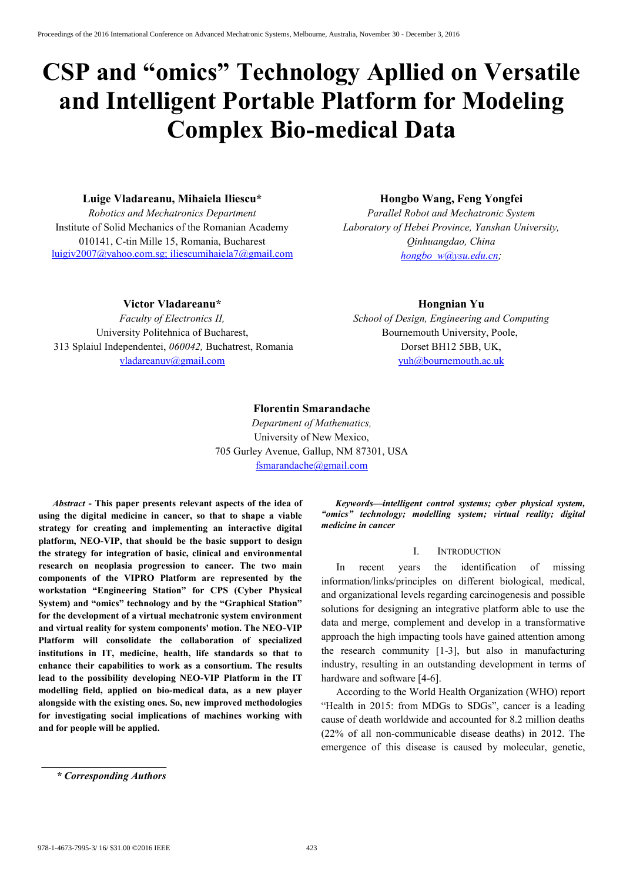# CSP and "omics" Technology Apllied on Versatile and Intelligent Portable Platform for Modeling Complex Bio-medical Data

**Luige Vladareanu, Mihaiela Iliescu***
*Robotics and Mechatronics Department*
Institute of Solid Mechanics of the Romanian Academy
010141, C-tin Mille 15, Romania, Bucharest
luigiv2007@yahoo.com.sg; iliescumihaiela7@gmail.com

**Hongbo Wang, Feng Yongfei**
*Parallel Robot and Mechatronic System Laboratory of Hebei Province, Yanshan University, Qinhuangdao, China*
*hongbo_w@ysu.edu.cn;*

**Victor Vladareanu***
*Faculty of Electronics II,*
University Politehnica of Bucharest,
313 Splaiul Independentei, *060042,* Buchatrest, Romania
vladareanuv@gmail.com

**Hongnian Yu**
*School of Design, Engineering and Computing*
Bournemouth University, Poole,
Dorset BH12 5BB, UK,
yuh@bournemouth.ac.uk

**Florentin Smarandache**
*Department of Mathematics,*
University of New Mexico,
705 Gurley Avenue, Gallup, NM 87301, USA
fsmarandache@gmail.com

***Abstract* - This paper presents relevant aspects of the idea of using the digital medicine in cancer, so that to shape a viable strategy for creating and implementing an interactive digital platform, NEO-VIP, that should be the basic support to design the strategy for integration of basic, clinical and environmental research on neoplasia progression to cancer. The two main components of the VIPRO Platform are represented by the workstation "Engineering Station" for CPS (Cyber Physical System) and "omics" technology and by the "Graphical Station" for the development of a virtual mechatronic system environment and virtual reality for system components' motion. The NEO-VIP Platform will consolidate the collaboration of specialized institutions in IT, medicine, health, life standards so that to enhance their capabilities to work as a consortium. The results lead to the possibility developing NEO-VIP Platform in the IT modelling field, applied on bio-medical data, as a new player alongside with the existing ones. So, new improved methodologies for investigating social implications of machines working with and for people will be applied.**

***Keywords—intelligent control systems; cyber physical system, "omics" technology; modelling system; virtual reality; digital medicine in cancer***

## I. Introduction

In recent years the identification of missing information/links/principles on different biological, medical, and organizational levels regarding carcinogenesis and possible solutions for designing an integrative platform able to use the data and merge, complement and develop in a transformative approach the high impacting tools have gained attention among the research community [1-3], but also in manufacturing industry, resulting in an outstanding development in terms of hardware and software [4-6].

According to the World Health Organization (WHO) report "Health in 2015: from MDGs to SDGs", cancer is a leading cause of death worldwide and accounted for 8.2 million deaths (22% of all non-communicable disease deaths) in 2012. The emergence of this disease is caused by molecular, genetic,

*\* Corresponding Authors*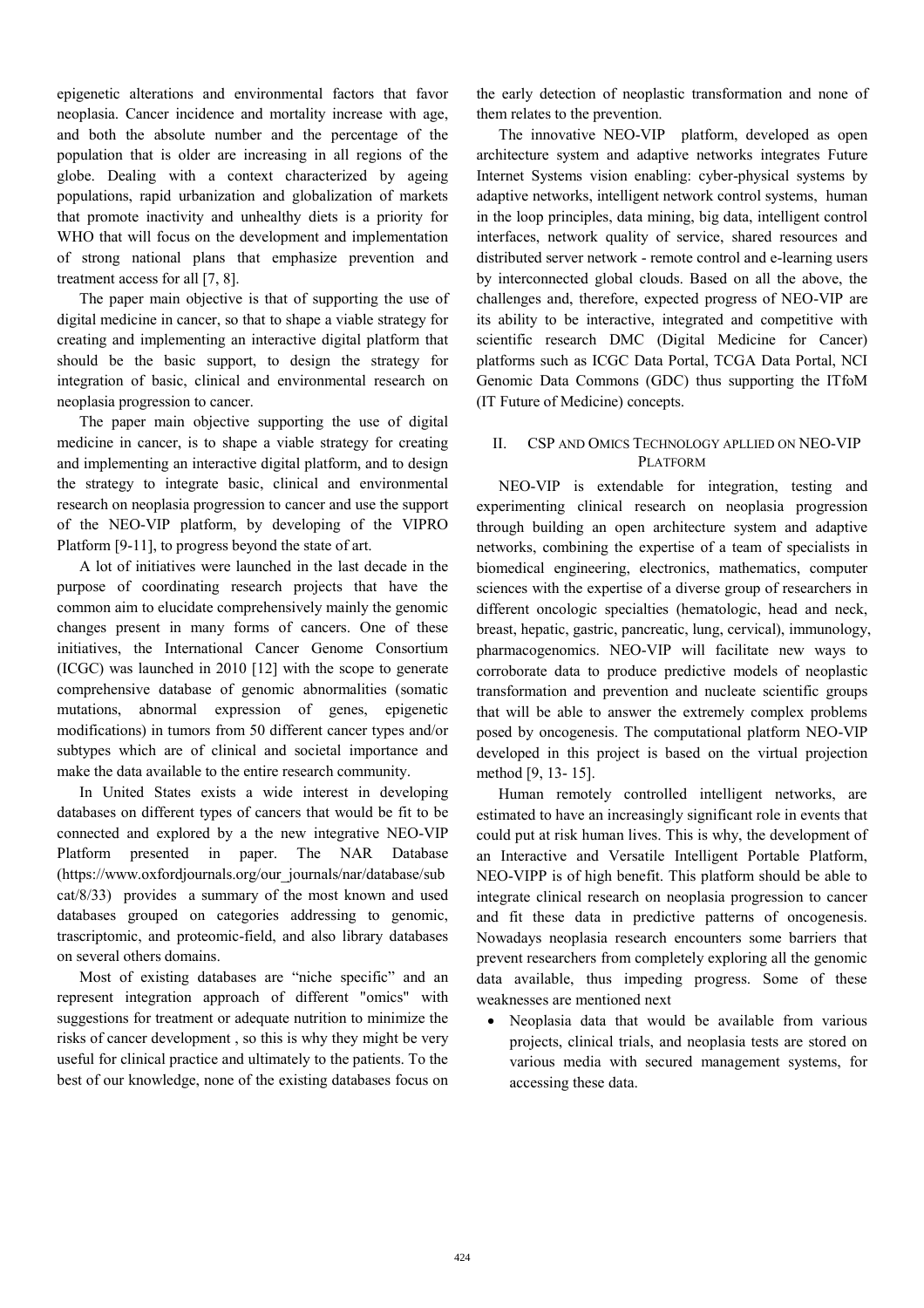epigenetic alterations and environmental factors that favor neoplasia. Cancer incidence and mortality increase with age, and both the absolute number and the percentage of the population that is older are increasing in all regions of the globe. Dealing with a context characterized by ageing populations, rapid urbanization and globalization of markets that promote inactivity and unhealthy diets is a priority for WHO that will focus on the development and implementation of strong national plans that emphasize prevention and treatment access for all [7, 8].

The paper main objective is that of supporting the use of digital medicine in cancer, so that to shape a viable strategy for creating and implementing an interactive digital platform that should be the basic support, to design the strategy for integration of basic, clinical and environmental research on neoplasia progression to cancer.

The paper main objective supporting the use of digital medicine in cancer, is to shape a viable strategy for creating and implementing an interactive digital platform, and to design the strategy to integrate basic, clinical and environmental research on neoplasia progression to cancer and use the support of the NEO-VIP platform, by developing of the VIPRO Platform [9-11], to progress beyond the state of art.

A lot of initiatives were launched in the last decade in the purpose of coordinating research projects that have the common aim to elucidate comprehensively mainly the genomic changes present in many forms of cancers. One of these initiatives, the International Cancer Genome Consortium (ICGC) was launched in 2010 [12] with the scope to generate comprehensive database of genomic abnormalities (somatic mutations, abnormal expression of genes, epigenetic modifications) in tumors from 50 different cancer types and/or subtypes which are of clinical and societal importance and make the data available to the entire research community.

In United States exists a wide interest in developing databases on different types of cancers that would be fit to be connected and explored by a the new integrative NEO-VIP Platform presented in paper. The NAR Database (https://www.oxfordjournals.org/our_journals/nar/database/subcat/8/33) provides a summary of the most known and used databases grouped on categories addressing to genomic, trascriptomic, and proteomic-field, and also library databases on several others domains.

Most of existing databases are "niche specific" and an represent integration approach of different "omics" with suggestions for treatment or adequate nutrition to minimize the risks of cancer development , so this is why they might be very useful for clinical practice and ultimately to the patients. To the best of our knowledge, none of the existing databases focus on the early detection of neoplastic transformation and none of them relates to the prevention.

The innovative NEO-VIP platform, developed as open architecture system and adaptive networks integrates Future Internet Systems vision enabling: cyber-physical systems by adaptive networks, intelligent network control systems, human in the loop principles, data mining, big data, intelligent control interfaces, network quality of service, shared resources and distributed server network - remote control and e-learning users by interconnected global clouds. Based on all the above, the challenges and, therefore, expected progress of NEO-VIP are its ability to be interactive, integrated and competitive with scientific research DMC (Digital Medicine for Cancer) platforms such as ICGC Data Portal, TCGA Data Portal, NCI Genomic Data Commons (GDC) thus supporting the ITfoM (IT Future of Medicine) concepts.

## II. CSP and Omics Technology Apllied on NEO-VIP Platform

NEO-VIP is extendable for integration, testing and experimenting clinical research on neoplasia progression through building an open architecture system and adaptive networks, combining the expertise of a team of specialists in biomedical engineering, electronics, mathematics, computer sciences with the expertise of a diverse group of researchers in different oncologic specialties (hematologic, head and neck, breast, hepatic, gastric, pancreatic, lung, cervical), immunology, pharmacogenomics. NEO-VIP will facilitate new ways to corroborate data to produce predictive models of neoplastic transformation and prevention and nucleate scientific groups that will be able to answer the extremely complex problems posed by oncogenesis. The computational platform NEO-VIP developed in this project is based on the virtual projection method [9, 13- 15].

Human remotely controlled intelligent networks, are estimated to have an increasingly significant role in events that could put at risk human lives. This is why, the development of an Interactive and Versatile Intelligent Portable Platform, NEO-VIPP is of high benefit. This platform should be able to integrate clinical research on neoplasia progression to cancer and fit these data in predictive patterns of oncogenesis. Nowadays neoplasia research encounters some barriers that prevent researchers from completely exploring all the genomic data available, thus impeding progress. Some of these weaknesses are mentioned next

- Neoplasia data that would be available from various projects, clinical trials, and neoplasia tests are stored on various media with secured management systems, for accessing these data.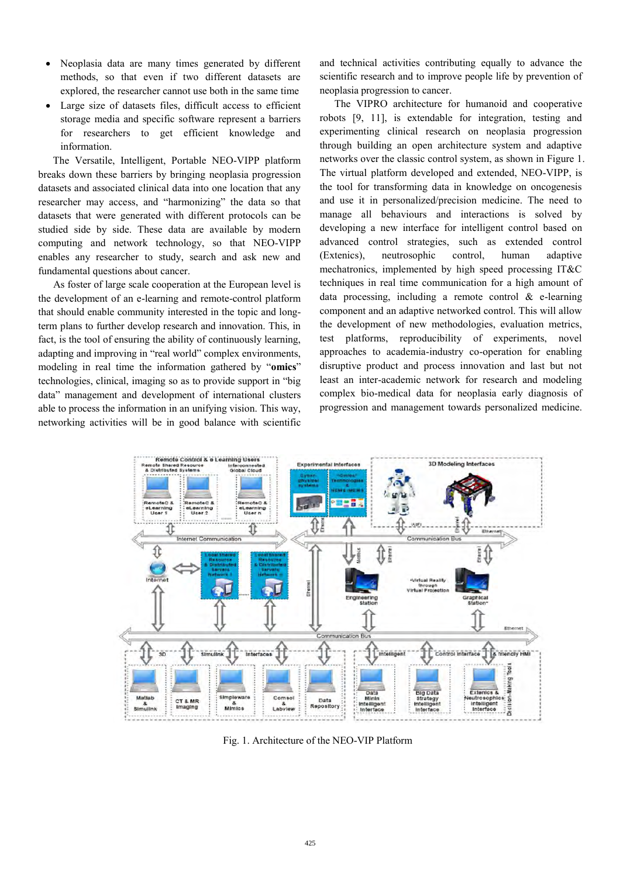- Neoplasia data are many times generated by different methods, so that even if two different datasets are explored, the researcher cannot use both in the same time
- Large size of datasets files, difficult access to efficient storage media and specific software represent a barriers for researchers to get efficient knowledge and information.

The Versatile, Intelligent, Portable NEO-VIPP platform breaks down these barriers by bringing neoplasia progression datasets and associated clinical data into one location that any researcher may access, and "harmonizing" the data so that datasets that were generated with different protocols can be studied side by side. These data are available by modern computing and network technology, so that NEO-VIPP enables any researcher to study, search and ask new and fundamental questions about cancer.

As foster of large scale cooperation at the European level is the development of an e-learning and remote-control platform that should enable community interested in the topic and long-term plans to further develop research and innovation. This, in fact, is the tool of ensuring the ability of continuously learning, adapting and improving in "real world" complex environments, modeling in real time the information gathered by "**omics**" technologies, clinical, imaging so as to provide support in "big data" management and development of international clusters able to process the information in an unifying vision. This way, networking activities will be in good balance with scientific and technical activities contributing equally to advance the scientific research and to improve people life by prevention of neoplasia progression to cancer.

The VIPRO architecture for humanoid and cooperative robots [9, 11], is extendable for integration, testing and experimenting clinical research on neoplasia progression through building an open architecture system and adaptive networks over the classic control system, as shown in Figure 1. The virtual platform developed and extended, NEO-VIPP, is the tool for transforming data in knowledge on oncogenesis and use it in personalized/precision medicine. The need to manage all behaviours and interactions is solved by developing a new interface for intelligent control based on advanced control strategies, such as extended control (Extenics), neutrosophic control, human adaptive mechatronics, implemented by high speed processing IT&C techniques in real time communication for a high amount of data processing, including a remote control & e-learning component and an adaptive networked control. This will allow the development of new methodologies, evaluation metrics, test platforms, reproducibility of experiments, novel approaches to academia-industry co-operation for enabling disruptive product and process innovation and last but not least an inter-academic network for research and modeling complex bio-medical data for neoplasia early diagnosis of progression and management towards personalized medicine.

Fig. 1. Architecture of the NEO-VIP Platform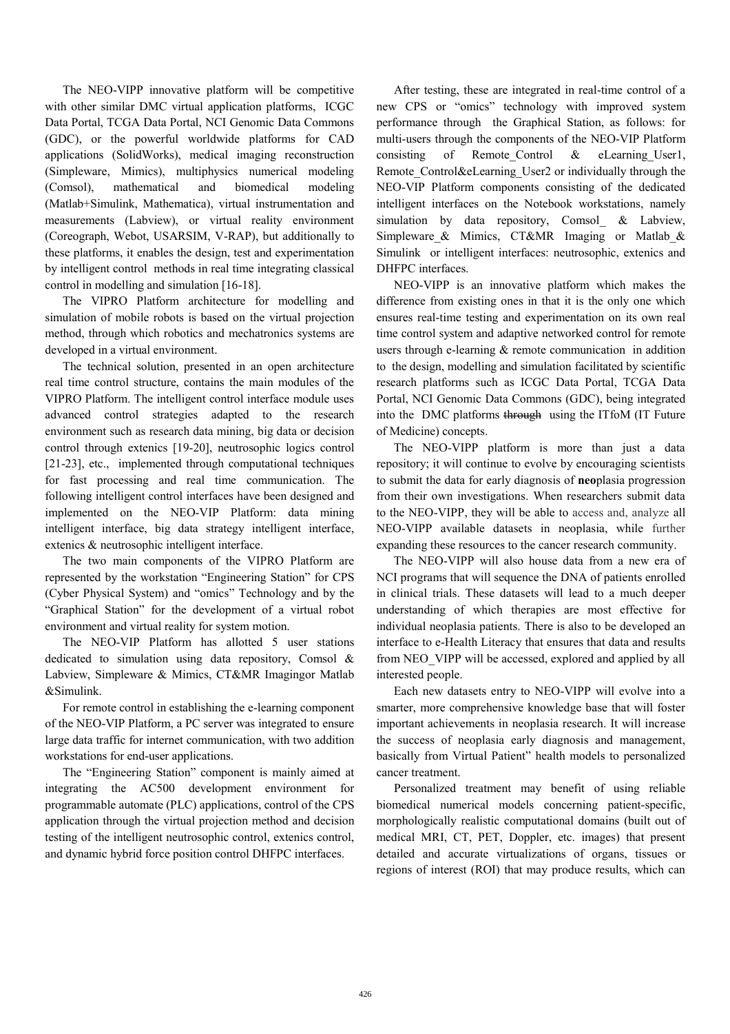The NEO-VIPP innovative platform will be competitive with other similar DMC virtual application platforms, ICGC Data Portal, TCGA Data Portal, NCI Genomic Data Commons (GDC), or the powerful worldwide platforms for CAD applications (SolidWorks), medical imaging reconstruction (Simpleware, Mimics), multiphysics numerical modeling (Comsol), mathematical and biomedical modeling (Matlab+Simulink, Mathematica), virtual instrumentation and measurements (Labview), or virtual reality environment (Coreograph, Webot, USARSIM, V-RAP), but additionally to these platforms, it enables the design, test and experimentation by intelligent control methods in real time integrating classical control in modelling and simulation [16-18].

The VIPRO Platform architecture for modelling and simulation of mobile robots is based on the virtual projection method, through which robotics and mechatronics systems are developed in a virtual environment.

The technical solution, presented in an open architecture real time control structure, contains the main modules of the VIPRO Platform. The intelligent control interface module uses advanced control strategies adapted to the research environment such as research data mining, big data or decision control through extenics [19-20], neutrosophic logics control [21-23], etc., implemented through computational techniques for fast processing and real time communication. The following intelligent control interfaces have been designed and implemented on the NEO-VIP Platform: data mining intelligent interface, big data strategy intelligent interface, extenics & neutrosophic intelligent interface.

The two main components of the VIPRO Platform are represented by the workstation "Engineering Station" for CPS (Cyber Physical System) and "omics" Technology and by the "Graphical Station" for the development of a virtual robot environment and virtual reality for system motion.

The NEO-VIP Platform has allotted 5 user stations dedicated to simulation using data repository, Comsol & Labview, Simpleware & Mimics, CT&MR Imagingor Matlab &Simulink.

For remote control in establishing the e-learning component of the NEO-VIP Platform, a PC server was integrated to ensure large data traffic for internet communication, with two addition workstations for end-user applications.

The "Engineering Station" component is mainly aimed at integrating the AC500 development environment for programmable automate (PLC) applications, control of the CPS application through the virtual projection method and decision testing of the intelligent neutrosophic control, extenics control, and dynamic hybrid force position control DHFPC interfaces.

After testing, these are integrated in real-time control of a new CPS or "omics" technology with improved system performance through the Graphical Station, as follows: for multi-users through the components of the NEO-VIP Platform consisting of Remote_Control & eLearning_User1, Remote_Control&eLearning_User2 or individually through the NEO-VIP Platform components consisting of the dedicated intelligent interfaces on the Notebook workstations, namely simulation by data repository, Comsol_ & Labview, Simpleware_& Mimics, CT&MR Imaging or Matlab_& Simulink or intelligent interfaces: neutrosophic, extenics and DHFPC interfaces.

NEO-VIPP is an innovative platform which makes the difference from existing ones in that it is the only one which ensures real-time testing and experimentation on its own real time control system and adaptive networked control for remote users through e-learning & remote communication in addition to the design, modelling and simulation facilitated by scientific research platforms such as ICGC Data Portal, TCGA Data Portal, NCI Genomic Data Commons (GDC), being integrated into the DMC platforms ~~through~~ using the ITfoM (IT Future of Medicine) concepts.

The NEO-VIPP platform is more than just a data repository; it will continue to evolve by encouraging scientists to submit the data for early diagnosis of **neo**plasia progression from their own investigations. When researchers submit data to the NEO-VIPP, they will be able to access and, analyze all NEO-VIPP available datasets in neoplasia, while further expanding these resources to the cancer research community.

The NEO-VIPP will also house data from a new era of NCI programs that will sequence the DNA of patients enrolled in clinical trials. These datasets will lead to a much deeper understanding of which therapies are most effective for individual neoplasia patients. There is also to be developed an interface to e-Health Literacy that ensures that data and results from NEO_VIPP will be accessed, explored and applied by all interested people.

Each new datasets entry to NEO-VIPP will evolve into a smarter, more comprehensive knowledge base that will foster important achievements in neoplasia research. It will increase the success of neoplasia early diagnosis and management, basically from Virtual Patient" health models to personalized cancer treatment.

Personalized treatment may benefit of using reliable biomedical numerical models concerning patient-specific, morphologically realistic computational domains (built out of medical MRI, CT, PET, Doppler, etc. images) that present detailed and accurate virtualizations of organs, tissues or regions of interest (ROI) that may produce results, which can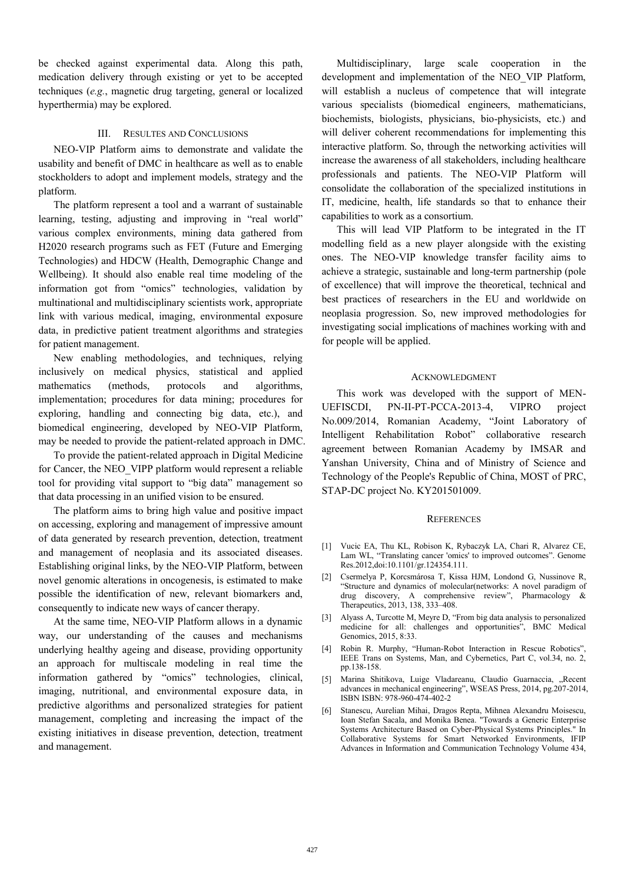be checked against experimental data. Along this path, medication delivery through existing or yet to be accepted techniques (*e.g.*, magnetic drug targeting, general or localized hyperthermia) may be explored.

## III. RESULTES AND CONCLUSIONS

NEO-VIP Platform aims to demonstrate and validate the usability and benefit of DMC in healthcare as well as to enable stockholders to adopt and implement models, strategy and the platform.

The platform represent a tool and a warrant of sustainable learning, testing, adjusting and improving in "real world" various complex environments, mining data gathered from H2020 research programs such as FET (Future and Emerging Technologies) and HDCW (Health, Demographic Change and Wellbeing). It should also enable real time modeling of the information got from "omics" technologies, validation by multinational and multidisciplinary scientists work, appropriate link with various medical, imaging, environmental exposure data, in predictive patient treatment algorithms and strategies for patient management.

New enabling methodologies, and techniques, relying inclusively on medical physics, statistical and applied mathematics (methods, protocols and algorithms, implementation; procedures for data mining; procedures for exploring, handling and connecting big data, etc.), and biomedical engineering, developed by NEO-VIP Platform, may be needed to provide the patient-related approach in DMC.

To provide the patient-related approach in Digital Medicine for Cancer, the NEO_VIPP platform would represent a reliable tool for providing vital support to "big data" management so that data processing in an unified vision to be ensured.

The platform aims to bring high value and positive impact on accessing, exploring and management of impressive amount of data generated by research prevention, detection, treatment and management of neoplasia and its associated diseases. Establishing original links, by the NEO-VIP Platform, between novel genomic alterations in oncogenesis, is estimated to make possible the identification of new, relevant biomarkers and, consequently to indicate new ways of cancer therapy.

At the same time, NEO-VIP Platform allows in a dynamic way, our understanding of the causes and mechanisms underlying healthy ageing and disease, providing opportunity an approach for multiscale modeling in real time the information gathered by "omics" technologies, clinical, imaging, nutritional, and environmental exposure data, in predictive algorithms and personalized strategies for patient management, completing and increasing the impact of the existing initiatives in disease prevention, detection, treatment and management.

Multidisciplinary, large scale cooperation in the development and implementation of the NEO_VIP Platform, will establish a nucleus of competence that will integrate various specialists (biomedical engineers, mathematicians, biochemists, biologists, physicians, bio-physicists, etc.) and will deliver coherent recommendations for implementing this interactive platform. So, through the networking activities will increase the awareness of all stakeholders, including healthcare professionals and patients. The NEO-VIP Platform will consolidate the collaboration of the specialized institutions in IT, medicine, health, life standards so that to enhance their capabilities to work as a consortium.

This will lead VIP Platform to be integrated in the IT modelling field as a new player alongside with the existing ones. The NEO-VIP knowledge transfer facility aims to achieve a strategic, sustainable and long-term partnership (pole of excellence) that will improve the theoretical, technical and best practices of researchers in the EU and worldwide on neoplasia progression. So, new improved methodologies for investigating social implications of machines working with and for people will be applied.

## ACKNOWLEDGMENT

This work was developed with the support of MEN-UEFISCDI, PN-II-PT-PCCA-2013-4, VIPRO project No.009/2014, Romanian Academy, "Joint Laboratory of Intelligent Rehabilitation Robot" collaborative research agreement between Romanian Academy by IMSAR and Yanshan University, China and of Ministry of Science and Technology of the People's Republic of China, MOST of PRC, STAP-DC project No. KY201501009.

## REFERENCES

[1] Vucic EA, Thu KL, Robison K, Rybaczyk LA, Chari R, Alvarez CE, Lam WL, "Translating cancer 'omics' to improved outcomes". Genome Res.2012,doi:10.1101/gr.124354.111.

[2] Csermelya P, Korcsmárosa T, Kissa HJM, Londond G, Nussinove R, "Structure and dynamics of molecular(networks: A novel paradigm of drug discovery, A comprehensive review", Pharmacology & Therapeutics, 2013, 138, 333–408.

[3] Alyass A, Turcotte M, Meyre D, "From big data analysis to personalized medicine for all: challenges and opportunities", BMC Medical Genomics, 2015, 8:33.

[4] Robin R. Murphy, "Human-Robot Interaction in Rescue Robotics", IEEE Trans on Systems, Man, and Cybernetics, Part C, vol.34, no. 2, pp.138-158.

[5] Marina Shitikova, Luige Vladareanu, Claudio Guarnaccia, „Recent advances in mechanical engineering", WSEAS Press, 2014, pg.207-2014, ISBN ISBN: 978-960-474-402-2

[6] Stanescu, Aurelian Mihai, Dragos Repta, Mihnea Alexandru Moisescu, Ioan Stefan Sacala, and Monika Benea. "Towards a Generic Enterprise Systems Architecture Based on Cyber-Physical Systems Principles." In Collaborative Systems for Smart Networked Environments, IFIP Advances in Information and Communication Technology Volume 434,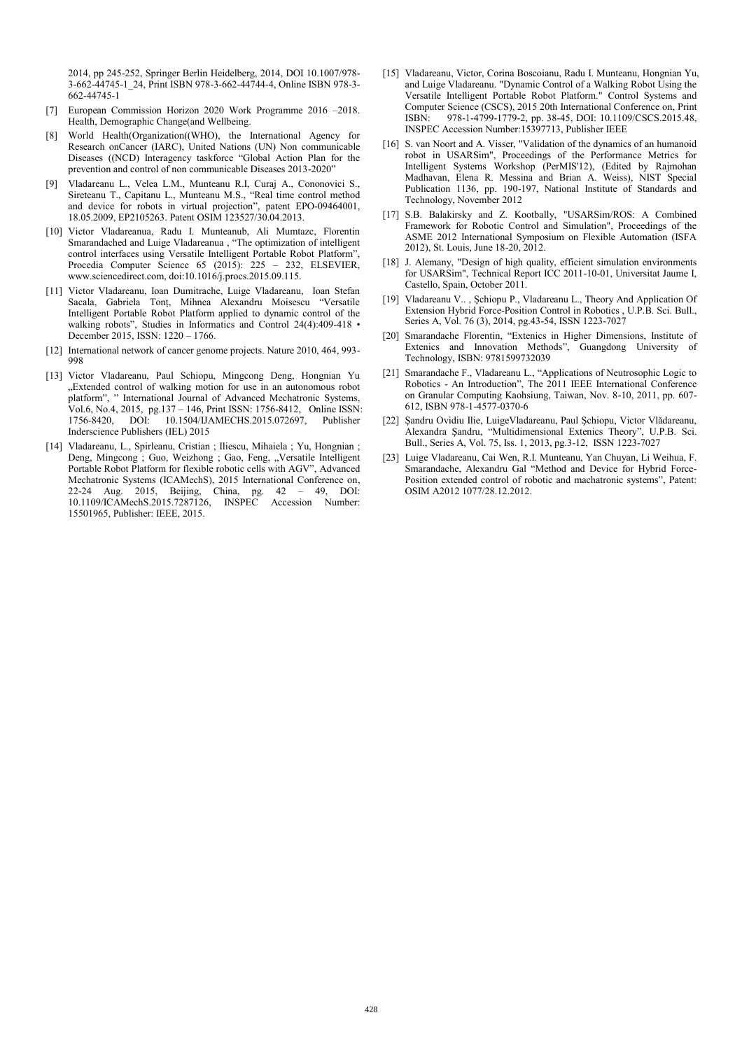2014, pp 245-252, Springer Berlin Heidelberg, 2014, DOI 10.1007/978-3-662-44745-1_24, Print ISBN 978-3-662-44744-4, Online ISBN 978-3-662-44745-1

[7] European Commission Horizon 2020 Work Programme 2016 –2018. Health, Demographic Change(and Wellbeing.

[8] World Health(Organization((WHO), the International Agency for Research onCancer (IARC), United Nations (UN) Non communicable Diseases ((NCD) Interagency taskforce "Global Action Plan for the prevention and control of non communicable Diseases 2013-2020"

[9] Vladareanu L., Velea L.M., Munteanu R.I, Curaj A., Cononovici S., Sireteanu T., Capitanu L., Munteanu M.S., "Real time control method and device for robots in virtual projection", patent EPO-09464001, 18.05.2009, EP2105263. Patent OSIM 123527/30.04.2013.

[10] Victor Vladareanua, Radu I. Munteanub, Ali Mumtazc, Florentin Smarandached and Luige Vladareanua , "The optimization of intelligent control interfaces using Versatile Intelligent Portable Robot Platform", Procedia Computer Science 65 (2015): 225 – 232, ELSEVIER, www.sciencedirect.com, doi:10.1016/j.procs.2015.09.115.

[11] Victor Vladareanu, Ioan Dumitrache, Luige Vladareanu, Ioan Stefan Sacala, Gabriela Tonț, Mihnea Alexandru Moisescu "Versatile Intelligent Portable Robot Platform applied to dynamic control of the walking robots", Studies in Informatics and Control 24(4):409-418 • December 2015, ISSN: 1220 – 1766.

[12] International network of cancer genome projects. Nature 2010, 464, 993-998

[13] Victor Vladareanu, Paul Schiopu, Mingcong Deng, Hongnian Yu „Extended control of walking motion for use in an autonomous robot platform", " International Journal of Advanced Mechatronic Systems, Vol.6, No.4, 2015, pg.137 – 146, Print ISSN: 1756-8412, Online ISSN: 1756-8420, DOI: 10.1504/IJAMECHS.2015.072697, Publisher Inderscience Publishers (IEL) 2015

[14] Vladareanu, L., Spirleanu, Cristian ; Iliescu, Mihaiela ; Yu, Hongnian ; Deng, Mingcong ; Guo, Weizhong ; Gao, Feng, „Versatile Intelligent Portable Robot Platform for flexible robotic cells with AGV", Advanced Mechatronic Systems (ICAMechS), 2015 International Conference on, 22-24 Aug. 2015, Beijing, China, pg. 42 – 49, DOI: 10.1109/ICAMechS.2015.7287126, INSPEC Accession Number: 15501965, Publisher: IEEE, 2015.

[15] Vladareanu, Victor, Corina Boscoianu, Radu I. Munteanu, Hongnian Yu, and Luige Vladareanu. "Dynamic Control of a Walking Robot Using the Versatile Intelligent Portable Robot Platform." Control Systems and Computer Science (CSCS), 2015 20th International Conference on, Print ISBN: 978-1-4799-1779-2, pp. 38-45, DOI: 10.1109/CSCS.2015.48, INSPEC Accession Number:15397713, Publisher IEEE

[16] S. van Noort and A. Visser, "Validation of the dynamics of an humanoid robot in USARSim", Proceedings of the Performance Metrics for Intelligent Systems Workshop (PerMIS'12), (Edited by Rajmohan Madhavan, Elena R. Messina and Brian A. Weiss), NIST Special Publication 1136, pp. 190-197, National Institute of Standards and Technology, November 2012

[17] S.B. Balakirsky and Z. Kootbally, "USARSim/ROS: A Combined Framework for Robotic Control and Simulation", Proceedings of the ASME 2012 International Symposium on Flexible Automation (ISFA 2012), St. Louis, June 18-20, 2012.

[18] J. Alemany, "Design of high quality, efficient simulation environments for USARSim", Technical Report ICC 2011-10-01, Universitat Jaume I, Castello, Spain, October 2011.

[19] Vladareanu V.. , Șchiopu P., Vladareanu L., Theory And Application Of Extension Hybrid Force-Position Control in Robotics , U.P.B. Sci. Bull., Series A, Vol. 76 (3), 2014, pg.43-54, ISSN 1223-7027

[20] Smarandache Florentin, "Extenics in Higher Dimensions, Institute of Extenics and Innovation Methods", Guangdong University of Technology, ISBN: 9781599732039

[21] Smarandache F., Vladareanu L., "Applications of Neutrosophic Logic to Robotics - An Introduction", The 2011 IEEE International Conference on Granular Computing Kaohsiung, Taiwan, Nov. 8-10, 2011, pp. 607-612, ISBN 978-1-4577-0370-6

[22] Șandru Ovidiu Ilie, LuigeVladareanu, Paul Șchiopu, Victor Vlădareanu, Alexandra Șandru, "Multidimensional Extenics Theory", U.P.B. Sci. Bull., Series A, Vol. 75, Iss. 1, 2013, pg.3-12, ISSN 1223-7027

[23] Luige Vladareanu, Cai Wen, R.I. Munteanu, Yan Chuyan, Li Weihua, F. Smarandache, Alexandru Gal "Method and Device for Hybrid Force-Position extended control of robotic and machatronic systems", Patent: OSIM A2012 1077/28.12.2012.